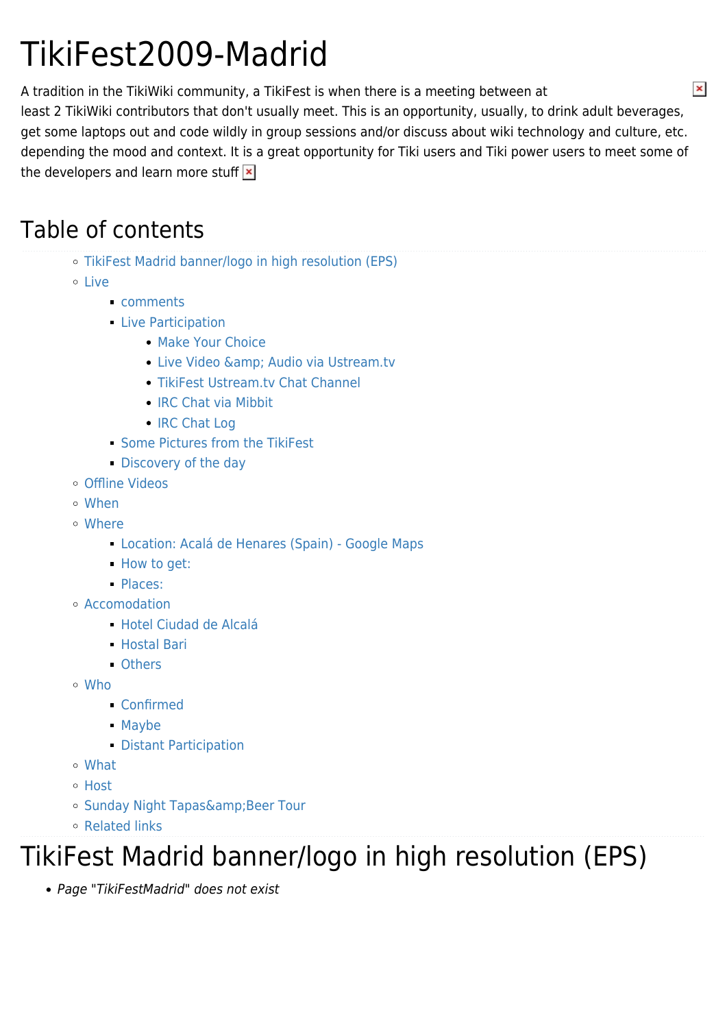# TikiFest2009-Madrid

A tradition in the TikiWiki community, a TikiFest is when there is a meeting between at least 2 TikiWiki contributors that don't usually meet. This is an opportunity, usually, to drink adult beverages, get some laptops out and code wildly in group sessions and/or discuss about wiki technology and culture, etc. depending the mood and context. It is a great opportunity for Tiki users and Tiki power users to meet some of the developers and learn more stuff

## Table of contents

- TikiFest Madrid banner/logo in high resolution (EPS)
- Live
  - comments
  - Live Participation
    - Make Your Choice
    - Live Video &amp; Audio via Ustream.tv
    - TikiFest Ustream.tv Chat Channel
    - IRC Chat via Mibbit
    - IRC Chat Log
  - Some Pictures from the TikiFest
  - Discovery of the day
- Offline Videos
- When
- Where
  - Location: Acalá de Henares (Spain) - Google Maps
  - How to get:
  - Places:
- Accomodation
  - Hotel Ciudad de Alcalá
  - Hostal Bari
  - Others
- Who
  - Confirmed
  - Maybe
  - Distant Participation
- What
- Host
- Sunday Night Tapas&amp;Beer Tour
- Related links

# TikiFest Madrid banner/logo in high resolution (EPS)

- *Page "TikiFestMadrid" does not exist*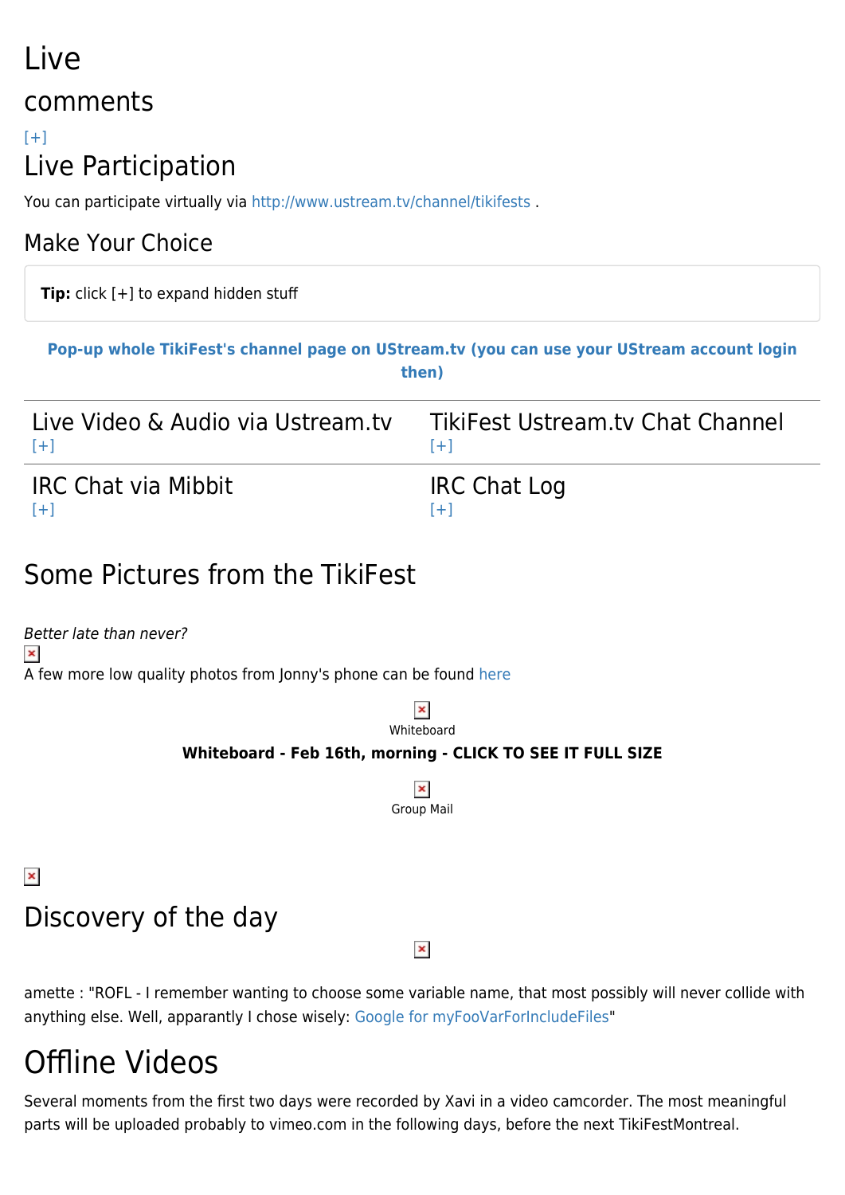# Live comments

[+]

# Live Participation

You can participate virtually via http://www.ustream.tv/channel/tikifests .

## Make Your Choice

**Tip:** click [+] to expand hidden stuff

**Pop-up whole TikiFest's channel page on UStream.tv (you can use your UStream account login then)**

| Live Video & Audio via Ustream.tv [+] | TikiFest Ustream.tv Chat Channel [+] |
| --- | --- |
| IRC Chat via Mibbit [+] | IRC Chat Log [+] |

## Some Pictures from the TikiFest

*Better late than never?*

A few more low quality photos from Jonny's phone can be found here

Whiteboard

**Whiteboard - Feb 16th, morning - CLICK TO SEE IT FULL SIZE**

Group Mail

# Discovery of the day

amette : "ROFL - I remember wanting to choose some variable name, that most possibly will never collide with anything else. Well, apparantly I chose wisely: Google for myFooVarForIncludeFiles"

# Offline Videos

Several moments from the first two days were recorded by Xavi in a video camcorder. The most meaningful parts will be uploaded probably to vimeo.com in the following days, before the next TikiFestMontreal.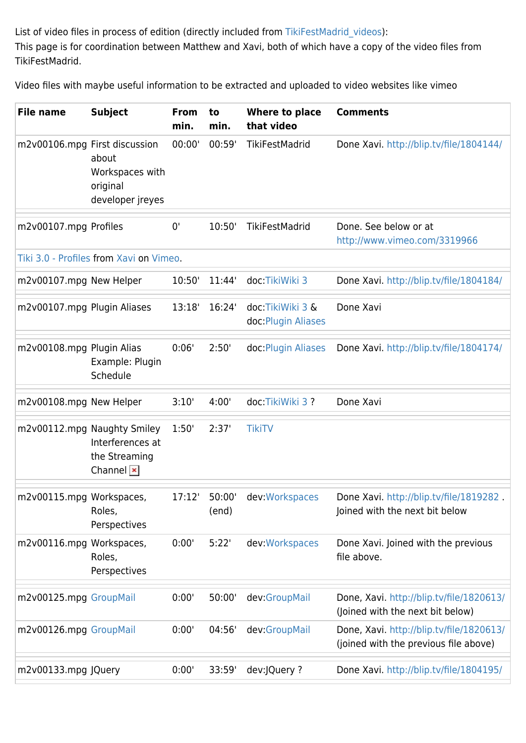List of video files in process of edition (directly included from TikiFestMadrid_videos):
This page is for coordination between Matthew and Xavi, both of which have a copy of the video files from TikiFestMadrid.

Video files with maybe useful information to be extracted and uploaded to video websites like vimeo

| File name | Subject | From min. | to min. | Where to place that video | Comments |
|---|---|---|---|---|---|
| m2v00106.mpg | First discussion about Workspaces with original developer jreyes | 00:00' | 00:59' | TikiFestMadrid | Done Xavi. http://blip.tv/file/1804144/ |
| m2v00107.mpg | Profiles | 0' | 10:50' | TikiFestMadrid | Done. See below or at http://www.vimeo.com/3319966 |
| Tiki 3.0 - Profiles from Xavi on Vimeo. | | | | | |
| m2v00107.mpg | New Helper | 10:50' | 11:44' | doc:TikiWiki 3 | Done Xavi. http://blip.tv/file/1804184/ |
| m2v00107.mpg | Plugin Aliases | 13:18' | 16:24' | doc:TikiWiki 3 & doc:Plugin Aliases | Done Xavi |
| m2v00108.mpg | Plugin Alias Example: Plugin Schedule | 0:06' | 2:50' | doc:Plugin Aliases | Done Xavi. http://blip.tv/file/1804174/ |
| m2v00108.mpg | New Helper | 3:10' | 4:00' | doc:TikiWiki 3 ? | Done Xavi |
| m2v00112.mpg | Naughty Smiley Interferences at the Streaming Channel | 1:50' | 2:37' | TikiTV | |
| m2v00115.mpg | Workspaces, Roles, Perspectives | 17:12' | 50:00' (end) | dev:Workspaces | Done Xavi. http://blip.tv/file/1819282 . Joined with the next bit below |
| m2v00116.mpg | Workspaces, Roles, Perspectives | 0:00' | 5:22' | dev:Workspaces | Done Xavi. Joined with the previous file above. |
| m2v00125.mpg | GroupMail | 0:00' | 50:00' | dev:GroupMail | Done, Xavi. http://blip.tv/file/1820613/ (Joined with the next bit below) |
| m2v00126.mpg | GroupMail | 0:00' | 04:56' | dev:GroupMail | Done, Xavi. http://blip.tv/file/1820613/ (joined with the previous file above) |
| m2v00133.mpg | JQuery | 0:00' | 33:59' | dev:JQuery ? | Done Xavi. http://blip.tv/file/1804195/ |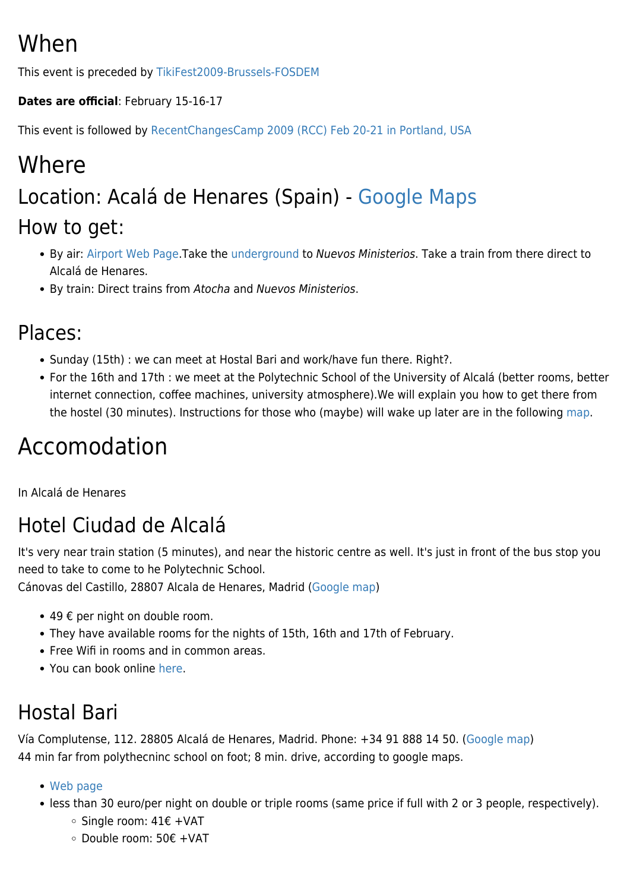# When

This event is preceded by TikiFest2009-Brussels-FOSDEM

**Dates are official**: February 15-16-17

This event is followed by RecentChangesCamp 2009 (RCC) Feb 20-21 in Portland, USA

# Where

## Location: Acalá de Henares (Spain) - Google Maps

## How to get:

- By air: Airport Web Page.Take the underground to *Nuevos Ministerios*. Take a train from there direct to Alcalá de Henares.
- By train: Direct trains from *Atocha* and *Nuevos Ministerios*.

## Places:

- Sunday (15th) : we can meet at Hostal Bari and work/have fun there. Right?.
- For the 16th and 17th : we meet at the Polytechnic School of the University of Alcalá (better rooms, better internet connection, coffee machines, university atmosphere).We will explain you how to get there from the hostel (30 minutes). Instructions for those who (maybe) will wake up later are in the following map.

# Accomodation

In Alcalá de Henares

## Hotel Ciudad de Alcalá

It's very near train station (5 minutes), and near the historic centre as well. It's just in front of the bus stop you need to take to come to he Polytechnic School.
Cánovas del Castillo, 28807 Alcala de Henares, Madrid (Google map)

- 49 € per night on double room.
- They have available rooms for the nights of 15th, 16th and 17th of February.
- Free Wifi in rooms and in common areas.
- You can book online here.

## Hostal Bari

Vía Complutense, 112. 28805 Alcalá de Henares, Madrid. Phone: +34 91 888 14 50. (Google map)
44 min far from polythecninc school on foot; 8 min. drive, according to google maps.

- Web page
- less than 30 euro/per night on double or triple rooms (same price if full with 2 or 3 people, respectively).
    - Single room: 41€ +VAT
    - Double room: 50€ +VAT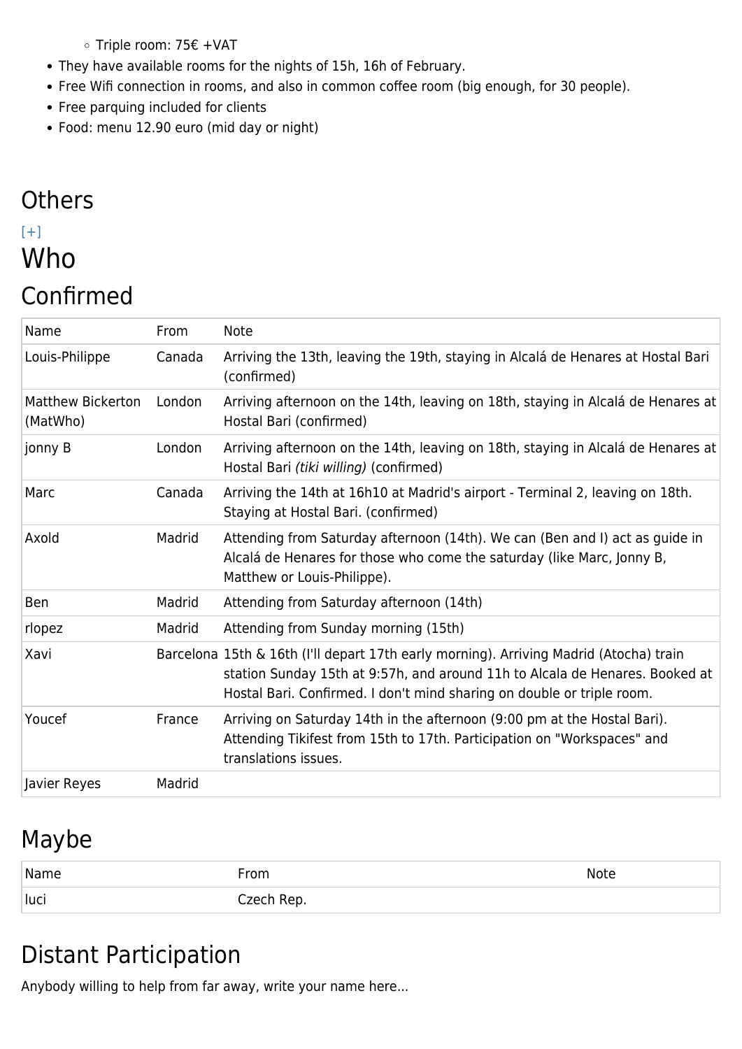- Triple room: 75€ +VAT
- They have available rooms for the nights of 15h, 16h of February.
- Free Wifi connection in rooms, and also in common coffee room (big enough, for 30 people).
- Free parquing included for clients
- Food: menu 12.90 euro (mid day or night)

## Others

[+]

# Who

## Confirmed

| Name | From | Note |
|---|---|---|
| Louis-Philippe | Canada | Arriving the 13th, leaving the 19th, staying in Alcalá de Henares at Hostal Bari (confirmed) |
| Matthew Bickerton (MatWho) | London | Arriving afternoon on the 14th, leaving on 18th, staying in Alcalá de Henares at Hostal Bari (confirmed) |
| jonny B | London | Arriving afternoon on the 14th, leaving on 18th, staying in Alcalá de Henares at Hostal Bari *(tiki willing)* (confirmed) |
| Marc | Canada | Arriving the 14th at 16h10 at Madrid's airport - Terminal 2, leaving on 18th. Staying at Hostal Bari. (confirmed) |
| Axold | Madrid | Attending from Saturday afternoon (14th). We can (Ben and I) act as guide in Alcalá de Henares for those who come the saturday (like Marc, Jonny B, Matthew or Louis-Philippe). |
| Ben | Madrid | Attending from Saturday afternoon (14th) |
| rlopez | Madrid | Attending from Sunday morning (15th) |
| Xavi | Barcelona | 15th & 16th (I'll depart 17th early morning). Arriving Madrid (Atocha) train station Sunday 15th at 9:57h, and around 11h to Alcala de Henares. Booked at Hostal Bari. Confirmed. I don't mind sharing on double or triple room. |
| Youcef | France | Arriving on Saturday 14th in the afternoon (9:00 pm at the Hostal Bari). Attending Tikifest from 15th to 17th. Participation on "Workspaces" and translations issues. |
| Javier Reyes | Madrid | |

## Maybe

| Name | From | Note |
|---|---|---|
| luci | Czech Rep. | |

## Distant Participation

Anybody willing to help from far away, write your name here...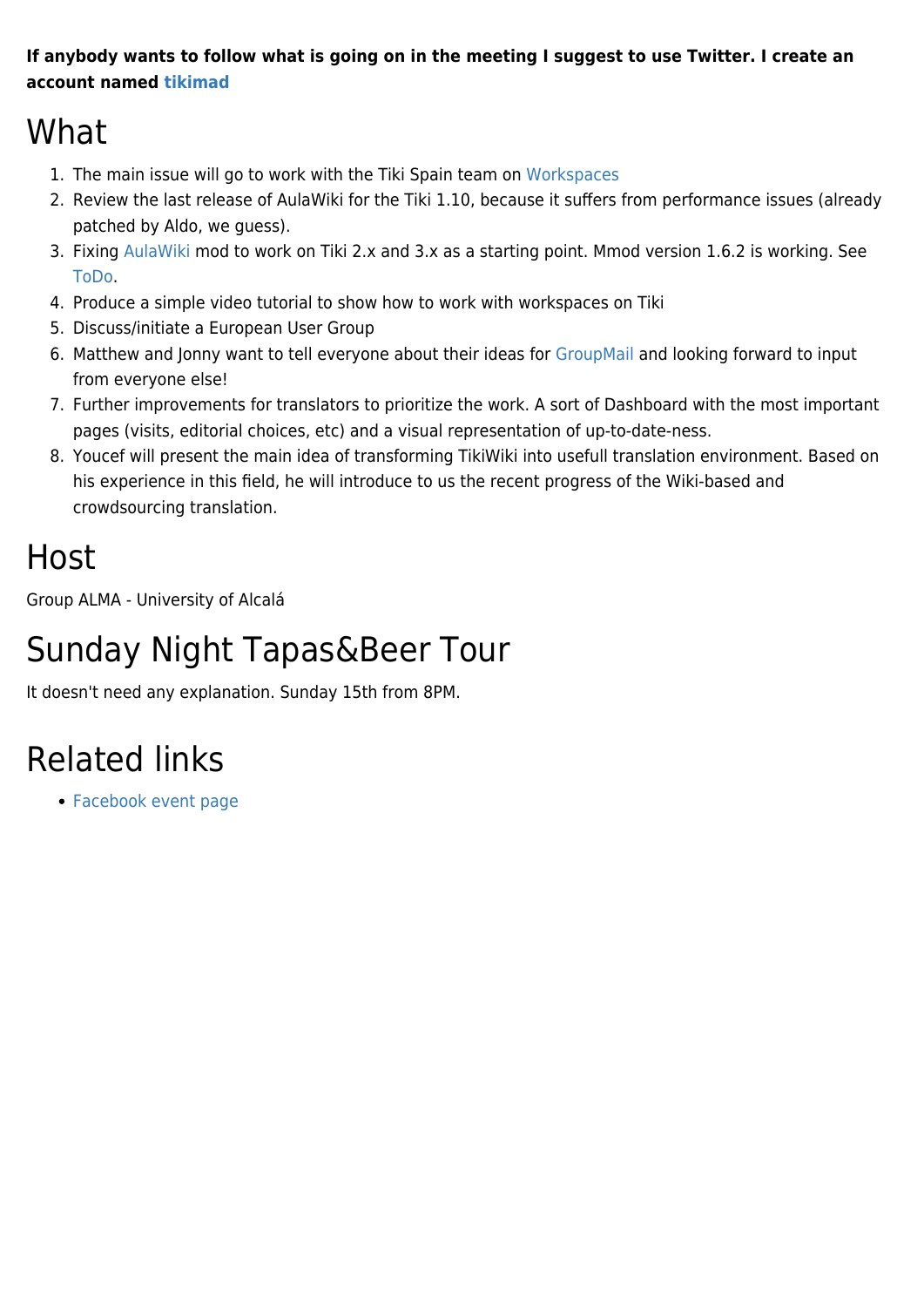**If anybody wants to follow what is going on in the meeting I suggest to use Twitter. I create an account named tikimad**

# What

1. The main issue will go to work with the Tiki Spain team on Workspaces
2. Review the last release of AulaWiki for the Tiki 1.10, because it suffers from performance issues (already patched by Aldo, we guess).
3. Fixing AulaWiki mod to work on Tiki 2.x and 3.x as a starting point. Mmod version 1.6.2 is working. See ToDo.
4. Produce a simple video tutorial to show how to work with workspaces on Tiki
5. Discuss/initiate a European User Group
6. Matthew and Jonny want to tell everyone about their ideas for GroupMail and looking forward to input from everyone else!
7. Further improvements for translators to prioritize the work. A sort of Dashboard with the most important pages (visits, editorial choices, etc) and a visual representation of up-to-date-ness.
8. Youcef will present the main idea of transforming TikiWiki into usefull translation environment. Based on his experience in this field, he will introduce to us the recent progress of the Wiki-based and crowdsourcing translation.

# Host

Group ALMA - University of Alcalá

# Sunday Night Tapas&Beer Tour

It doesn't need any explanation. Sunday 15th from 8PM.

# Related links

- Facebook event page